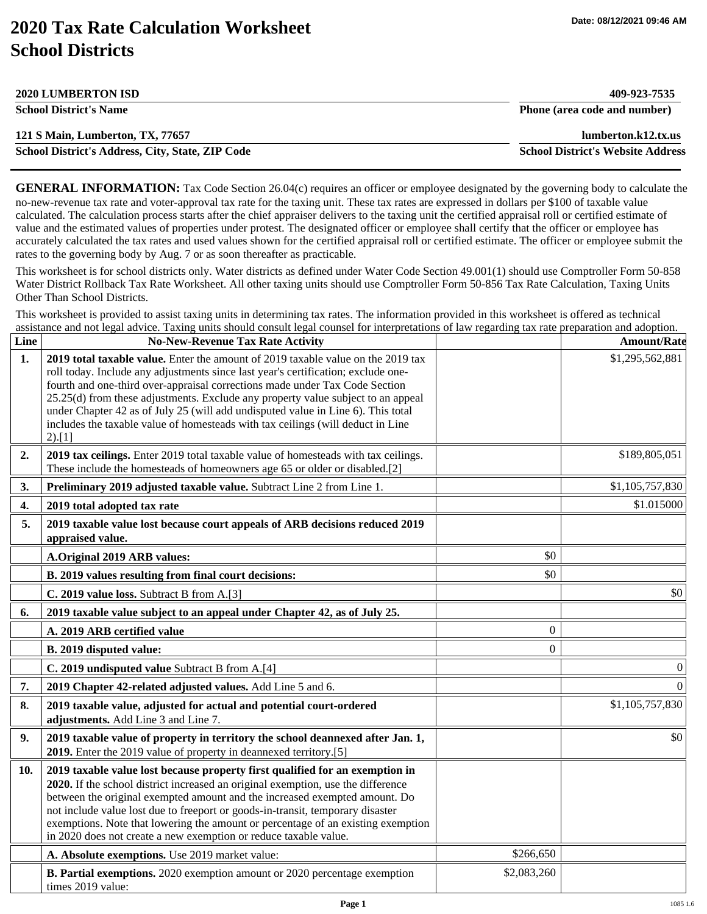# 2020 Tax Rate Calculation Worksheet School Districts

Date: 08/12/2021 09:46 AM

| | |
|---|---|
| **2020 LUMBERTON ISD** | **409-923-7535** |
| **School District's Name** | **Phone (area code and number)** |
| **121 S Main, Lumberton, TX, 77657** | **lumberton.k12.tx.us** |
| **School District's Address, City, State, ZIP Code** | **School District's Website Address** |

**GENERAL INFORMATION:** Tax Code Section 26.04(c) requires an officer or employee designated by the governing body to calculate the no-new-revenue tax rate and voter-approval tax rate for the taxing unit. These tax rates are expressed in dollars per $100 of taxable value calculated. The calculation process starts after the chief appraiser delivers to the taxing unit the certified appraisal roll or certified estimate of value and the estimated values of properties under protest. The designated officer or employee shall certify that the officer or employee has accurately calculated the tax rates and used values shown for the certified appraisal roll or certified estimate. The officer or employee submit the rates to the governing body by Aug. 7 or as soon thereafter as practicable.

This worksheet is for school districts only. Water districts as defined under Water Code Section 49.001(1) should use Comptroller Form 50-858 Water District Rollback Tax Rate Worksheet. All other taxing units should use Comptroller Form 50-856 Tax Rate Calculation, Taxing Units Other Than School Districts.

This worksheet is provided to assist taxing units in determining tax rates. The information provided in this worksheet is offered as technical assistance and not legal advice. Taxing units should consult legal counsel for interpretations of law regarding tax rate preparation and adoption.

| Line | No-New-Revenue Tax Rate Activity | | Amount/Rate |
|---|---|---|---|
| **1.** | **2019 total taxable value.** Enter the amount of 2019 taxable value on the 2019 tax roll today. Include any adjustments since last year's certification; exclude one-fourth and one-third over-appraisal corrections made under Tax Code Section 25.25(d) from these adjustments. Exclude any property value subject to an appeal under Chapter 42 as of July 25 (will add undisputed value in Line 6). This total includes the taxable value of homesteads with tax ceilings (will deduct in Line 2).[1] | | $1,295,562,881 |
| **2.** | **2019 tax ceilings.** Enter 2019 total taxable value of homesteads with tax ceilings. These include the homesteads of homeowners age 65 or older or disabled.[2] | | $189,805,051 |
| **3.** | **Preliminary 2019 adjusted taxable value.** Subtract Line 2 from Line 1. | | $1,105,757,830 |
| **4.** | **2019 total adopted tax rate** | | $1.015000 |
| **5.** | **2019 taxable value lost because court appeals of ARB decisions reduced 2019 appraised value.** | | |
| | **A.Original 2019 ARB values:** | $0 | |
| | **B. 2019 values resulting from final court decisions:** | $0 | |
| | **C. 2019 value loss.** Subtract B from A.[3] | | $0 |
| **6.** | **2019 taxable value subject to an appeal under Chapter 42, as of July 25.** | | |
| | **A. 2019 ARB certified value** | 0 | |
| | **B. 2019 disputed value:** | 0 | |
| | **C. 2019 undisputed value** Subtract B from A.[4] | | 0 |
| **7.** | **2019 Chapter 42-related adjusted values.** Add Line 5 and 6. | | 0 |
| **8.** | **2019 taxable value, adjusted for actual and potential court-ordered adjustments.** Add Line 3 and Line 7. | | $1,105,757,830 |
| **9.** | **2019 taxable value of property in territory the school deannexed after Jan. 1, 2019.** Enter the 2019 value of property in deannexed territory.[5] | | $0 |
| **10.** | **2019 taxable value lost because property first qualified for an exemption in 2020.** If the school district increased an original exemption, use the difference between the original exempted amount and the increased exempted amount. Do not include value lost due to freeport or goods-in-transit, temporary disaster exemptions. Note that lowering the amount or percentage of an existing exemption in 2020 does not create a new exemption or reduce taxable value. | | |
| | **A. Absolute exemptions.** Use 2019 market value: | $266,650 | |
| | **B. Partial exemptions.** 2020 exemption amount or 2020 percentage exemption times 2019 value: | $2,083,260 | |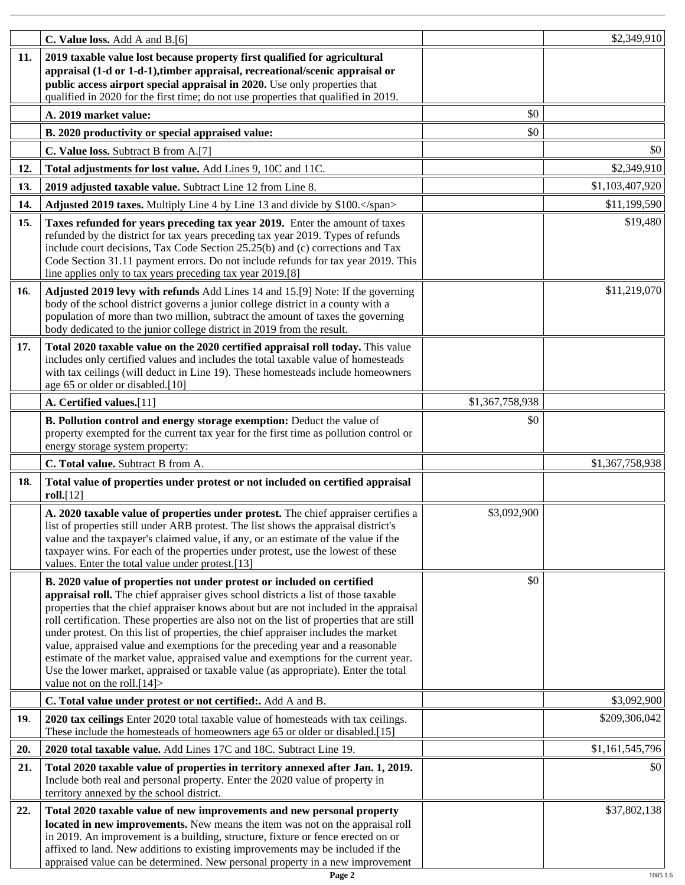| | | | |
|---|---|---|---|
| | **C. Value loss.** Add A and B.[6] | | $2,349,910 |
| **11.** | **2019 taxable value lost because property first qualified for agricultural appraisal (1-d or 1-d-1),timber appraisal, recreational/scenic appraisal or public access airport special appraisal in 2020.** Use only properties that qualified in 2020 for the first time; do not use properties that qualified in 2019. | | |
| | **A. 2019 market value:** | $0 | |
| | **B. 2020 productivity or special appraised value:** | $0 | |
| | **C. Value loss.** Subtract B from A.[7] | | $0 |
| **12.** | **Total adjustments for lost value.** Add Lines 9, 10C and 11C. | | $2,349,910 |
| **13.** | **2019 adjusted taxable value.** Subtract Line 12 from Line 8. | | $1,103,407,920 |
| **14.** | **Adjusted 2019 taxes.** Multiply Line 4 by Line 13 and divide by $100.</span> | | $11,199,590 |
| **15.** | **Taxes refunded for years preceding tax year 2019.** Enter the amount of taxes refunded by the district for tax years preceding tax year 2019. Types of refunds include court decisions, Tax Code Section 25.25(b) and (c) corrections and Tax Code Section 31.11 payment errors. Do not include refunds for tax year 2019. This line applies only to tax years preceding tax year 2019.[8] | | $19,480 |
| **16.** | **Adjusted 2019 levy with refunds** Add Lines 14 and 15.[9] Note: If the governing body of the school district governs a junior college district in a county with a population of more than two million, subtract the amount of taxes the governing body dedicated to the junior college district in 2019 from the result. | | $11,219,070 |
| **17.** | **Total 2020 taxable value on the 2020 certified appraisal roll today.** This value includes only certified values and includes the total taxable value of homesteads with tax ceilings (will deduct in Line 19). These homesteads include homeowners age 65 or older or disabled.[10] | | |
| | **A. Certified values.**[11] | $1,367,758,938 | |
| | **B. Pollution control and energy storage exemption:** Deduct the value of property exempted for the current tax year for the first time as pollution control or energy storage system property: | $0 | |
| | **C. Total value.** Subtract B from A. | | $1,367,758,938 |
| **18.** | **Total value of properties under protest or not included on certified appraisal roll.**[12] | | |
| | **A. 2020 taxable value of properties under protest.** The chief appraiser certifies a list of properties still under ARB protest. The list shows the appraisal district's value and the taxpayer's claimed value, if any, or an estimate of the value if the taxpayer wins. For each of the properties under protest, use the lowest of these values. Enter the total value under protest.[13] | $3,092,900 | |
| | **B. 2020 value of properties not under protest or included on certified appraisal roll.** The chief appraiser gives school districts a list of those taxable properties that the chief appraiser knows about but are not included in the appraisal roll certification. These properties are also not on the list of properties that are still under protest. On this list of properties, the chief appraiser includes the market value, appraised value and exemptions for the preceding year and a reasonable estimate of the market value, appraised value and exemptions for the current year. Use the lower market, appraised or taxable value (as appropriate). Enter the total value not on the roll.[14]> | $0 | |
| | **C. Total value under protest or not certified:.** Add A and B. | | $3,092,900 |
| **19.** | **2020 tax ceilings** Enter 2020 total taxable value of homesteads with tax ceilings. These include the homesteads of homeowners age 65 or older or disabled.[15] | | $209,306,042 |
| **20.** | **2020 total taxable value.** Add Lines 17C and 18C. Subtract Line 19. | | $1,161,545,796 |
| **21.** | **Total 2020 taxable value of properties in territory annexed after Jan. 1, 2019.** Include both real and personal property. Enter the 2020 value of property in territory annexed by the school district. | | $0 |
| **22.** | **Total 2020 taxable value of new improvements and new personal property located in new improvements.** New means the item was not on the appraisal roll in 2019. An improvement is a building, structure, fixture or fence erected on or affixed to land. New additions to existing improvements may be included if the appraised value can be determined. New personal property in a new improvement | | $37,802,138 |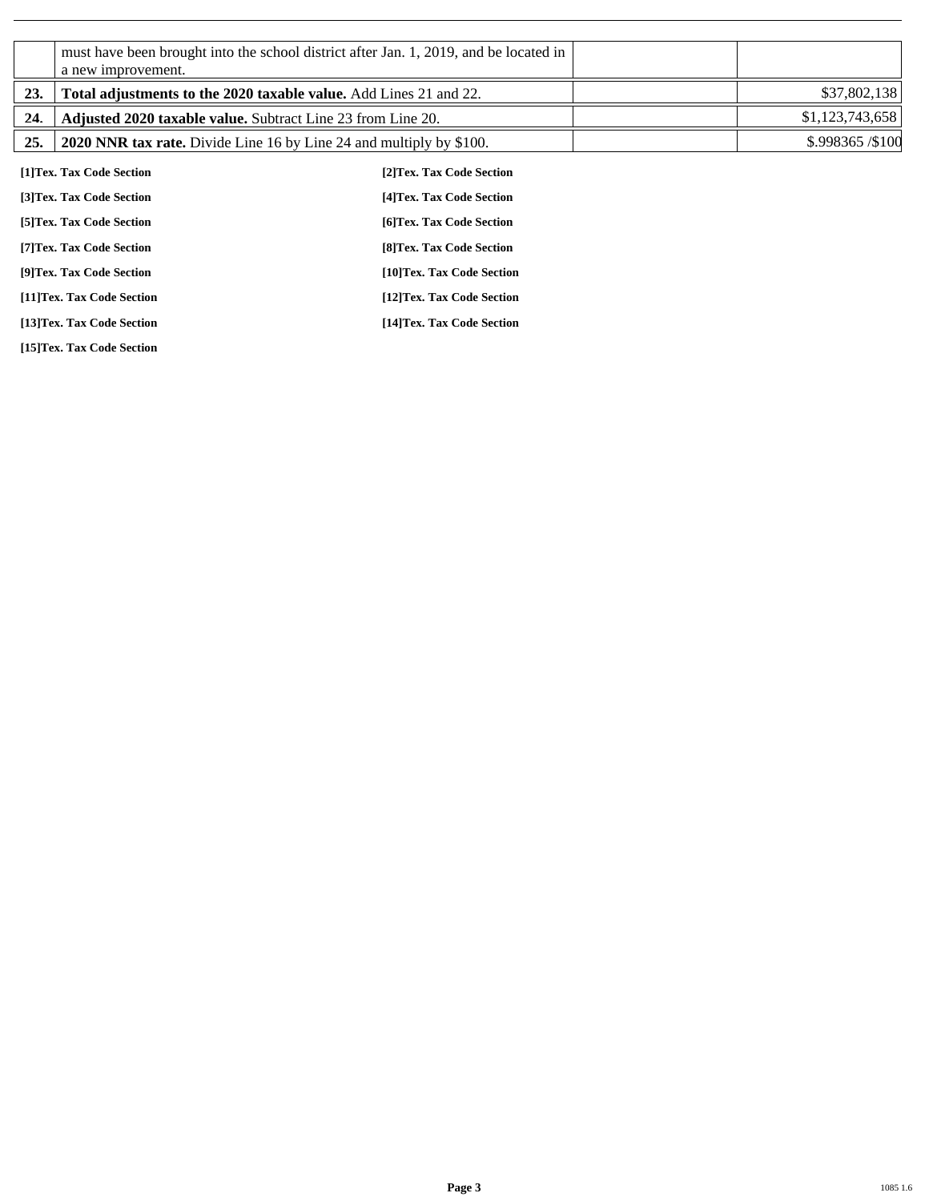|  |  |  |  |
|---|---|---|---|
|  | must have been brought into the school district after Jan. 1, 2019, and be located in a new improvement. |  |  |
| 23. | **Total adjustments to the 2020 taxable value.** Add Lines 21 and 22. |  | $37,802,138 |
| 24. | **Adjusted 2020 taxable value.** Subtract Line 23 from Line 20. |  | $1,123,743,658 |
| 25. | **2020 NNR tax rate.** Divide Line 16 by Line 24 and multiply by $100. |  | $.998365 /$100 |

**[1]Tex. Tax Code Section**

**[2]Tex. Tax Code Section**

**[3]Tex. Tax Code Section**

**[4]Tex. Tax Code Section**

**[5]Tex. Tax Code Section**

**[6]Tex. Tax Code Section**

**[7]Tex. Tax Code Section**

**[8]Tex. Tax Code Section**

**[9]Tex. Tax Code Section**

**[10]Tex. Tax Code Section**

**[11]Tex. Tax Code Section**

**[12]Tex. Tax Code Section**

**[13]Tex. Tax Code Section**

**[14]Tex. Tax Code Section**

**[15]Tex. Tax Code Section**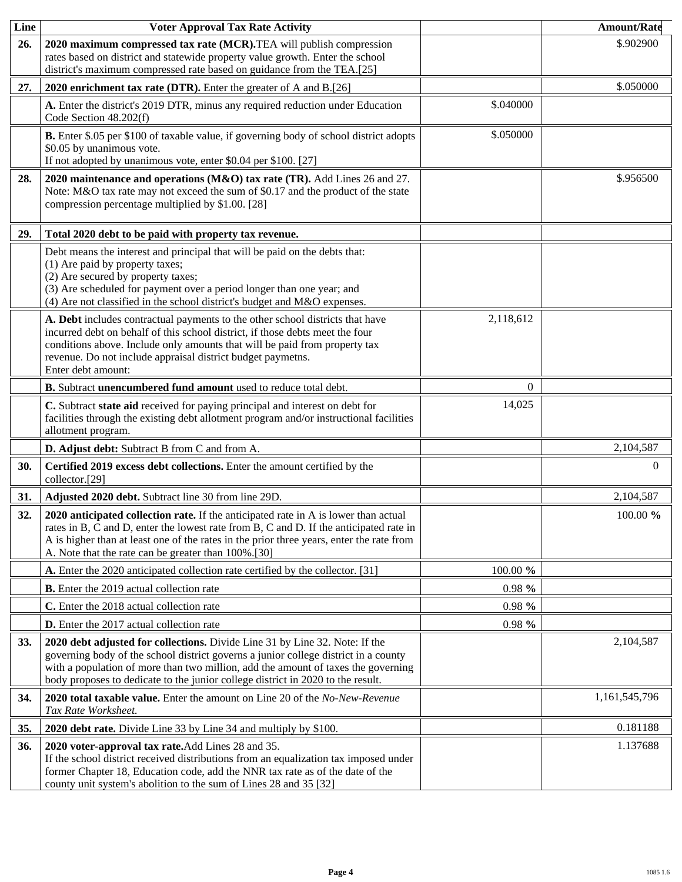| Line | Voter Approval Tax Rate Activity | | Amount/Rate |
|---|---|---|---|
| 26. | **2020 maximum compressed tax rate (MCR).** TEA will publish compression rates based on district and statewide property value growth. Enter the school district's maximum compressed rate based on guidance from the TEA.[25] | | $.902900 |
| 27. | **2020 enrichment tax rate (DTR).** Enter the greater of A and B.[26] | | $.050000 |
| | **A.** Enter the district's 2019 DTR, minus any required reduction under Education Code Section 48.202(f) | $.040000 | |
| | **B.** Enter $.05 per $100 of taxable value, if governing body of school district adopts $0.05 by unanimous vote.<br>If not adopted by unanimous vote, enter $0.04 per $100. [27] | $.050000 | |
| 28. | **2020 maintenance and operations (M&O) tax rate (TR).** Add Lines 26 and 27. Note: M&O tax rate may not exceed the sum of $0.17 and the product of the state compression percentage multiplied by $1.00. [28] | | $.956500 |
| 29. | **Total 2020 debt to be paid with property tax revenue.** | | |
| | Debt means the interest and principal that will be paid on the debts that:<br>(1) Are paid by property taxes;<br>(2) Are secured by property taxes;<br>(3) Are scheduled for payment over a period longer than one year; and<br>(4) Are not classified in the school district's budget and M&O expenses. | | |
| | **A. Debt** includes contractual payments to the other school districts that have incurred debt on behalf of this school district, if those debts meet the four conditions above. Include only amounts that will be paid from property tax revenue. Do not include appraisal district budget paymetns.<br>Enter debt amount: | 2,118,612 | |
| | **B.** Subtract **unencumbered fund amount** used to reduce total debt. | 0 | |
| | **C.** Subtract **state aid** received for paying principal and interest on debt for facilities through the existing debt allotment program and/or instructional facilities allotment program. | 14,025 | |
| | **D. Adjust debt:** Subtract B from C and from A. | | 2,104,587 |
| 30. | **Certified 2019 excess debt collections.** Enter the amount certified by the collector.[29] | | 0 |
| 31. | **Adjusted 2020 debt.** Subtract line 30 from line 29D. | | 2,104,587 |
| 32. | **2020 anticipated collection rate.** If the anticipated rate in A is lower than actual rates in B, C and D, enter the lowest rate from B, C and D. If the anticipated rate in A is higher than at least one of the rates in the prior three years, enter the rate from A. Note that the rate can be greater than 100%.[30] | | 100.00 **%** |
| | **A.** Enter the 2020 anticipated collection rate certified by the collector. [31] | 100.00 **%** | |
| | **B.** Enter the 2019 actual collection rate | 0.98 **%** | |
| | **C.** Enter the 2018 actual collection rate | 0.98 **%** | |
| | **D.** Enter the 2017 actual collection rate | 0.98 **%** | |
| 33. | **2020 debt adjusted for collections.** Divide Line 31 by Line 32. Note: If the governing body of the school district governs a junior college district in a county with a population of more than two million, add the amount of taxes the governing body proposes to dedicate to the junior college district in 2020 to the result. | | 2,104,587 |
| 34. | **2020 total taxable value.** Enter the amount on Line 20 of the *No-New-Revenue Tax Rate Worksheet.* | | 1,161,545,796 |
| 35. | **2020 debt rate.** Divide Line 33 by Line 34 and multiply by $100. | | 0.181188 |
| 36. | **2020 voter-approval tax rate.** Add Lines 28 and 35.<br>If the school district received distributions from an equalization tax imposed under former Chapter 18, Education code, add the NNR tax rate as of the date of the county unit system's abolition to the sum of Lines 28 and 35 [32] | | 1.137688 |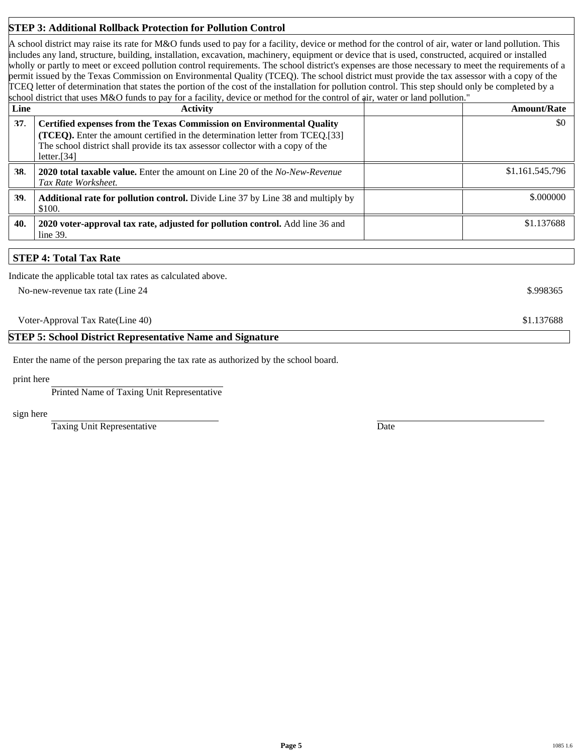## STEP 3: Additional Rollback Protection for Pollution Control

A school district may raise its rate for M&O funds used to pay for a facility, device or method for the control of air, water or land pollution. This includes any land, structure, building, installation, excavation, machinery, equipment or device that is used, constructed, acquired or installed wholly or partly to meet or exceed pollution control requirements. The school district's expenses are those necessary to meet the requirements of a permit issued by the Texas Commission on Environmental Quality (TCEQ). The school district must provide the tax assessor with a copy of the TCEQ letter of determination that states the portion of the cost of the installation for pollution control. This step should only be completed by a school district that uses M&O funds to pay for a facility, device or method for the control of air, water or land pollution."

| Line | Activity | | Amount/Rate |
|---|---|---|---|
| 37. | **Certified expenses from the Texas Commission on Environmental Quality (TCEQ).** Enter the amount certified in the determination letter from TCEQ.[33] The school district shall provide its tax assessor collector with a copy of the letter.[34] | | $0 |
| 38. | **2020 total taxable value.** Enter the amount on Line 20 of the *No-New-Revenue Tax Rate Worksheet.* | | $1,161,545,796 |
| 39. | **Additional rate for pollution control.** Divide Line 37 by Line 38 and multiply by $100. | | $.000000 |
| 40. | **2020 voter-approval tax rate, adjusted for pollution control.** Add line 36 and line 39. | | $1.137688 |

## STEP 4: Total Tax Rate

Indicate the applicable total tax rates as calculated above.

No-new-revenue tax rate (Line 24 $.998365

Voter-Approval Tax Rate(Line 40) $1.137688

## STEP 5: School District Representative Name and Signature

Enter the name of the person preparing the tax rate as authorized by the school board.

print here ______________________________
Printed Name of Taxing Unit Representative

sign here ______________________________
Taxing Unit Representative

______________________________
Date

1085 1.6